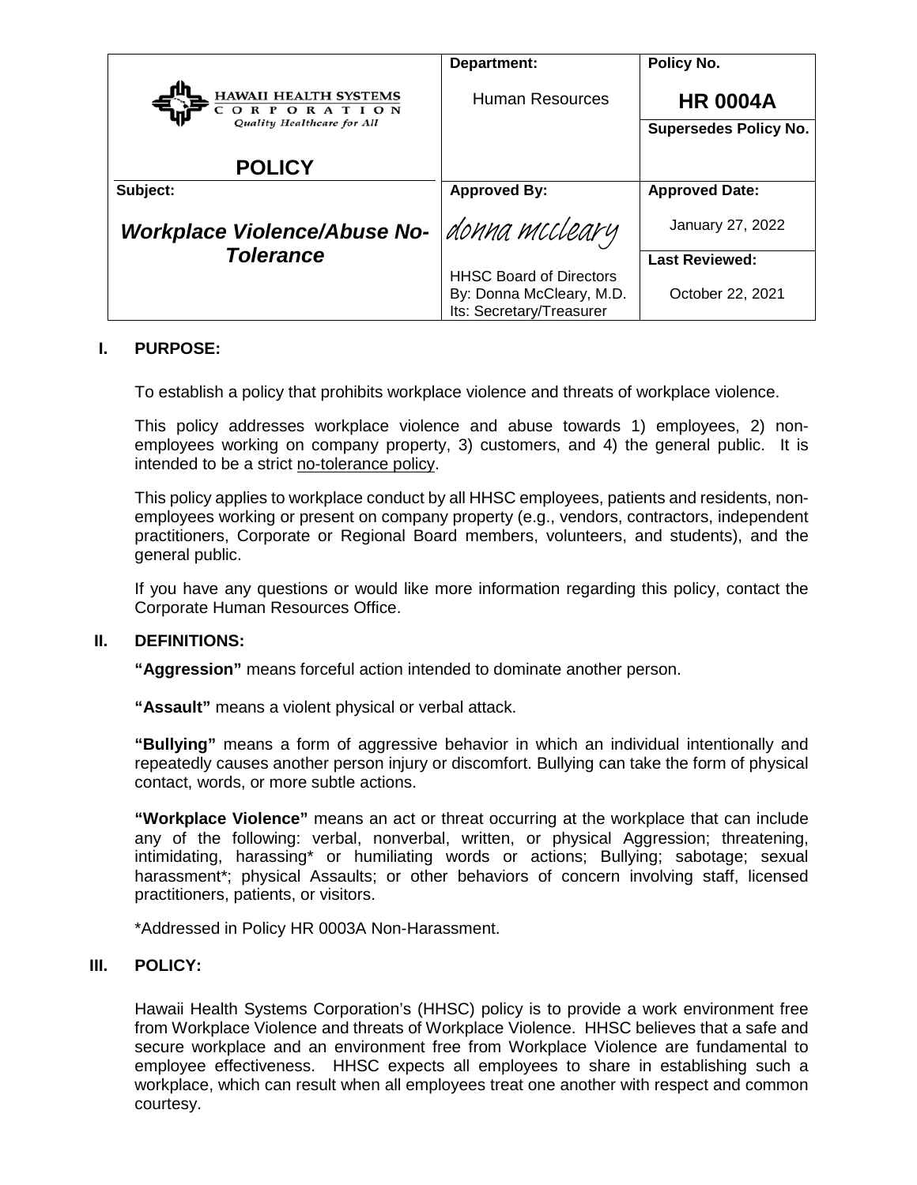| HAWAII HEALTH SYSTEMS CORPORATION<br>*Quality Healthcare for All*<br><br>**POLICY** | **Department:**<br><br>Human Resources | **Policy No.**<br><br>**HR 0004A** |
|---|---|---|
| | | **Supersedes Policy No.** |
| **Subject:**<br><br>***Workplace Violence/Abuse No-Tolerance*** | **Approved By:**<br><br>*donna mccleary*<br><br>HHSC Board of Directors<br>By: Donna McCleary, M.D.<br>Its: Secretary/Treasurer | **Approved Date:**<br><br>January 27, 2022 |
| | | **Last Reviewed:**<br><br>October 22, 2021 |

## I. PURPOSE:

To establish a policy that prohibits workplace violence and threats of workplace violence.

This policy addresses workplace violence and abuse towards 1) employees, 2) non-employees working on company property, 3) customers, and 4) the general public. It is intended to be a strict no-tolerance policy.

This policy applies to workplace conduct by all HHSC employees, patients and residents, non-employees working or present on company property (e.g., vendors, contractors, independent practitioners, Corporate or Regional Board members, volunteers, and students), and the general public.

If you have any questions or would like more information regarding this policy, contact the Corporate Human Resources Office.

## II. DEFINITIONS:

**"Aggression"** means forceful action intended to dominate another person.

**"Assault"** means a violent physical or verbal attack.

**"Bullying"** means a form of aggressive behavior in which an individual intentionally and repeatedly causes another person injury or discomfort. Bullying can take the form of physical contact, words, or more subtle actions.

**"Workplace Violence"** means an act or threat occurring at the workplace that can include any of the following: verbal, nonverbal, written, or physical Aggression; threatening, intimidating, harassing* or humiliating words or actions; Bullying; sabotage; sexual harassment*; physical Assaults; or other behaviors of concern involving staff, licensed practitioners, patients, or visitors.

*Addressed in Policy HR 0003A Non-Harassment.

## III. POLICY:

Hawaii Health Systems Corporation's (HHSC) policy is to provide a work environment free from Workplace Violence and threats of Workplace Violence. HHSC believes that a safe and secure workplace and an environment free from Workplace Violence are fundamental to employee effectiveness. HHSC expects all employees to share in establishing such a workplace, which can result when all employees treat one another with respect and common courtesy.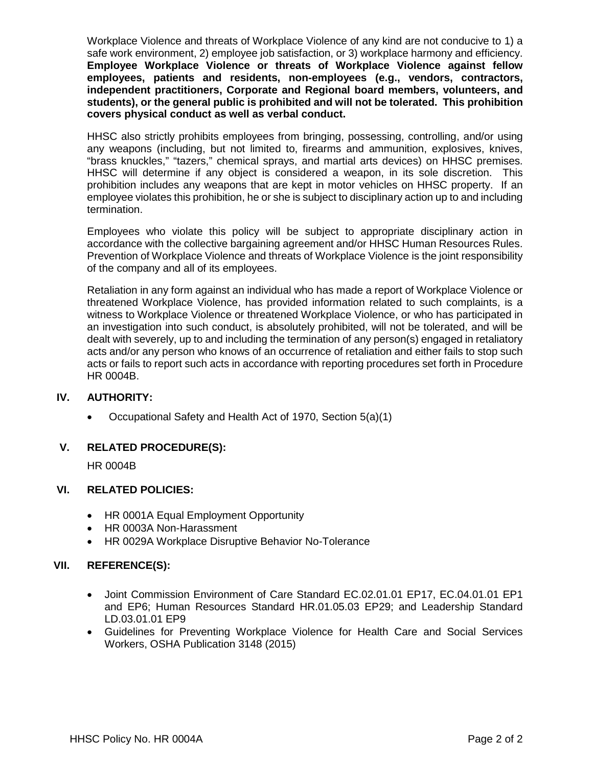Workplace Violence and threats of Workplace Violence of any kind are not conducive to 1) a safe work environment, 2) employee job satisfaction, or 3) workplace harmony and efficiency. **Employee Workplace Violence or threats of Workplace Violence against fellow employees, patients and residents, non-employees (e.g., vendors, contractors, independent practitioners, Corporate and Regional board members, volunteers, and students), or the general public is prohibited and will not be tolerated. This prohibition covers physical conduct as well as verbal conduct.**

HHSC also strictly prohibits employees from bringing, possessing, controlling, and/or using any weapons (including, but not limited to, firearms and ammunition, explosives, knives, "brass knuckles," "tazers," chemical sprays, and martial arts devices) on HHSC premises. HHSC will determine if any object is considered a weapon, in its sole discretion. This prohibition includes any weapons that are kept in motor vehicles on HHSC property. If an employee violates this prohibition, he or she is subject to disciplinary action up to and including termination.

Employees who violate this policy will be subject to appropriate disciplinary action in accordance with the collective bargaining agreement and/or HHSC Human Resources Rules. Prevention of Workplace Violence and threats of Workplace Violence is the joint responsibility of the company and all of its employees.

Retaliation in any form against an individual who has made a report of Workplace Violence or threatened Workplace Violence, has provided information related to such complaints, is a witness to Workplace Violence or threatened Workplace Violence, or who has participated in an investigation into such conduct, is absolutely prohibited, will not be tolerated, and will be dealt with severely, up to and including the termination of any person(s) engaged in retaliatory acts and/or any person who knows of an occurrence of retaliation and either fails to stop such acts or fails to report such acts in accordance with reporting procedures set forth in Procedure HR 0004B.

## IV. AUTHORITY:

- Occupational Safety and Health Act of 1970, Section 5(a)(1)

## V. RELATED PROCEDURE(S):

HR 0004B

## VI. RELATED POLICIES:

- HR 0001A Equal Employment Opportunity
- HR 0003A Non-Harassment
- HR 0029A Workplace Disruptive Behavior No-Tolerance

## VII. REFERENCE(S):

- Joint Commission Environment of Care Standard EC.02.01.01 EP17, EC.04.01.01 EP1 and EP6; Human Resources Standard HR.01.05.03 EP29; and Leadership Standard LD.03.01.01 EP9
- Guidelines for Preventing Workplace Violence for Health Care and Social Services Workers, OSHA Publication 3148 (2015)